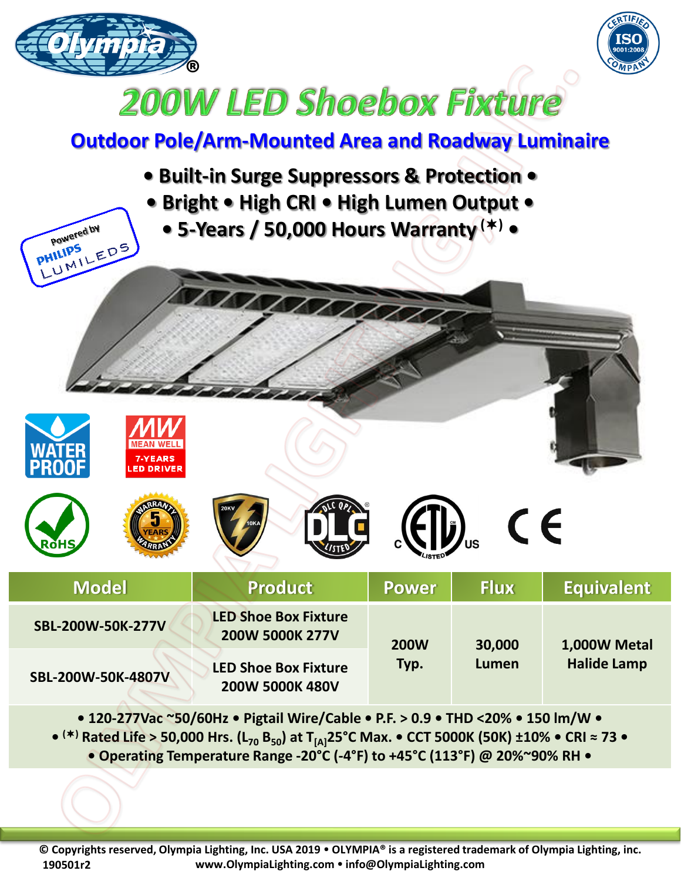# 200W LED Shoebox Fixture

## Outdoor Pole/Arm-Mounted Area and Roadway Luminaire

**• Built-in Surge Suppressors & Protection •**
**• Bright • High CRI • High Lumen Output •**
**• 5-Years / 50,000 Hours Warranty (✶) •**

| Model | Product | Power | Flux | Equivalent |
|---|---|---|---|---|
| SBL-200W-50K-277V | LED Shoe Box Fixture 200W 5000K 277V | 200W Typ. | 30,000 Lumen | 1,000W Metal Halide Lamp |
| SBL-200W-50K-4807V | LED Shoe Box Fixture 200W 5000K 480V | | | |

• 120-277Vac ~50/60Hz • Pigtail Wire/Cable • P.F. > 0.9 • THD <20% • 150 lm/W •
• (✶) Rated Life > 50,000 Hrs. ($L_{70}$ $B_{50}$) at $T_{[A]}$25°C Max. • CCT 5000K (50K) ±10% • CRI ≈ 73 •
• Operating Temperature Range -20°C (-4°F) to +45°C (113°F) @ 20%~90% RH •

© Copyrights reserved, Olympia Lighting, Inc. USA 2019 • OLYMPIA® is a registered trademark of Olympia Lighting, inc.
190501r2 www.OlympiaLighting.com • info@OlympiaLighting.com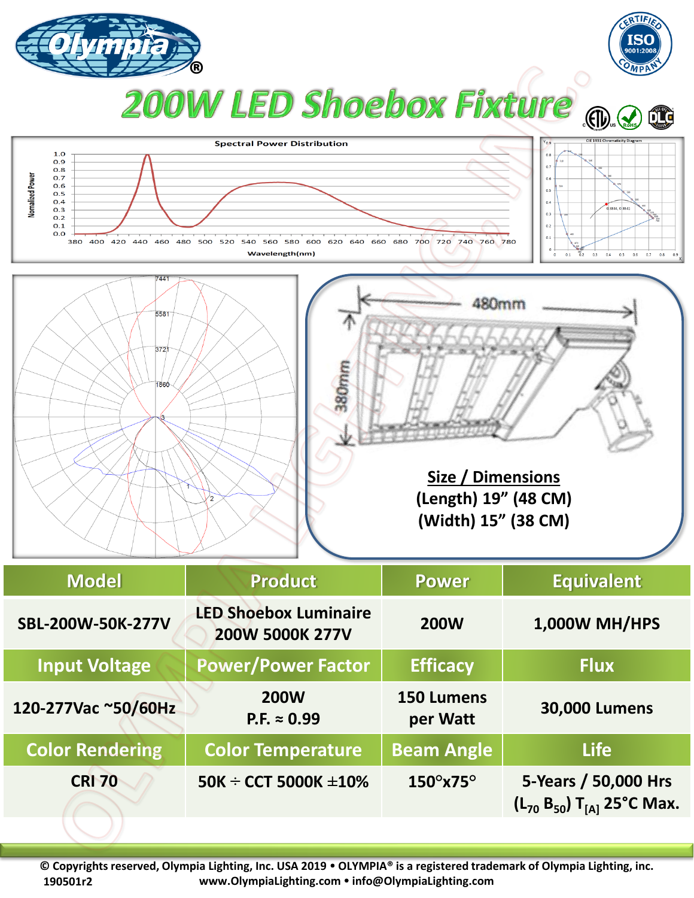# 200W LED Shoebox Fixture

Spectral Power Distribution

Normalized Power

1.0
0.9
0.8
0.7
0.6
0.5
0.4
0.3
0.2
0.1
0.0

380 400 420 440 460 480 500 520 540 560 580 600 620 640 660 680 700 720 740 760 780

Wavelength(nm)

CIE 1931 Chromaticity Diagram

7441
5581
3721
1860

480mm

380mm

**Size / Dimensions**

**(Length) 19" (48 CM)**

**(Width) 15" (38 CM)**

| Model | Product | Power | Equivalent |
| --- | --- | --- | --- |
| SBL-200W-50K-277V | LED Shoebox Luminaire 200W 5000K 277V | 200W | 1,000W MH/HPS |
| **Input Voltage** | **Power/Power Factor** | **Efficacy** | **Flux** |
| 120-277Vac ~50/60Hz | 200W P.F. ≈ 0.99 | 150 Lumens per Watt | 30,000 Lumens |
| **Color Rendering** | **Color Temperature** | **Beam Angle** | **Life** |
| CRI 70 | 50K ÷ CCT 5000K ±10% | 150°x75° | 5-Years / 50,000 Hrs ($L_{70}$ $B_{50}$) $T_{[A]}$ 25°C Max. |

© Copyrights reserved, Olympia Lighting, Inc. USA 2019 • OLYMPIA® is a registered trademark of Olympia Lighting, inc.
190501r2 www.OlympiaLighting.com • info@OlympiaLighting.com